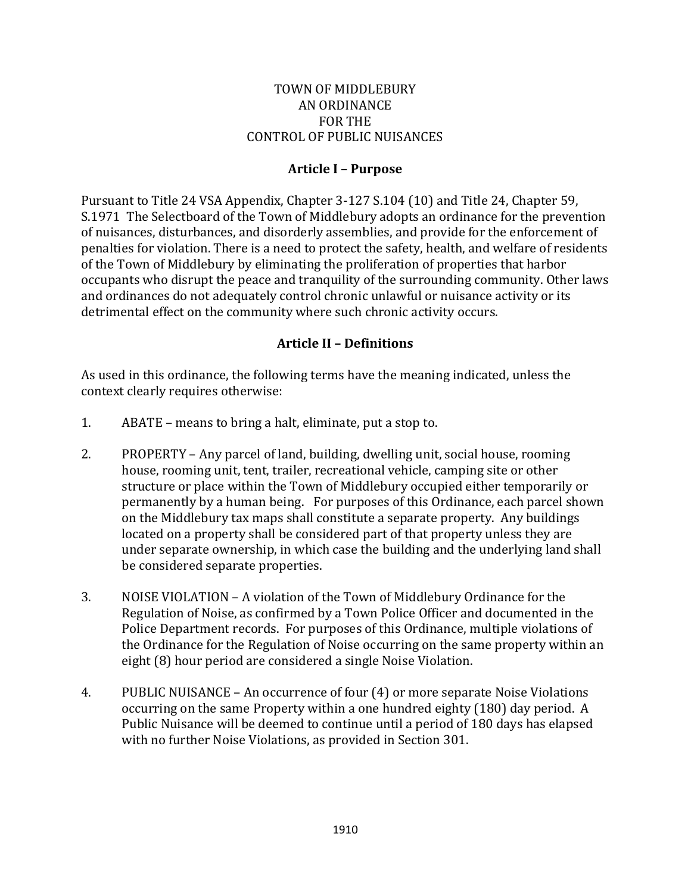# TOWN OF MIDDLEBURY
# AN ORDINANCE
# FOR THE
# CONTROL OF PUBLIC NUISANCES

## Article I – Purpose

Pursuant to Title 24 VSA Appendix, Chapter 3-127 S.104 (10) and Title 24, Chapter 59, S.1971 The Selectboard of the Town of Middlebury adopts an ordinance for the prevention of nuisances, disturbances, and disorderly assemblies, and provide for the enforcement of penalties for violation. There is a need to protect the safety, health, and welfare of residents of the Town of Middlebury by eliminating the proliferation of properties that harbor occupants who disrupt the peace and tranquility of the surrounding community. Other laws and ordinances do not adequately control chronic unlawful or nuisance activity or its detrimental effect on the community where such chronic activity occurs.

## Article II – Definitions

As used in this ordinance, the following terms have the meaning indicated, unless the context clearly requires otherwise:

1. ABATE – means to bring a halt, eliminate, put a stop to.

2. PROPERTY – Any parcel of land, building, dwelling unit, social house, rooming house, rooming unit, tent, trailer, recreational vehicle, camping site or other structure or place within the Town of Middlebury occupied either temporarily or permanently by a human being. For purposes of this Ordinance, each parcel shown on the Middlebury tax maps shall constitute a separate property. Any buildings located on a property shall be considered part of that property unless they are under separate ownership, in which case the building and the underlying land shall be considered separate properties.

3. NOISE VIOLATION – A violation of the Town of Middlebury Ordinance for the Regulation of Noise, as confirmed by a Town Police Officer and documented in the Police Department records. For purposes of this Ordinance, multiple violations of the Ordinance for the Regulation of Noise occurring on the same property within an eight (8) hour period are considered a single Noise Violation.

4. PUBLIC NUISANCE – An occurrence of four (4) or more separate Noise Violations occurring on the same Property within a one hundred eighty (180) day period. A Public Nuisance will be deemed to continue until a period of 180 days has elapsed with no further Noise Violations, as provided in Section 301.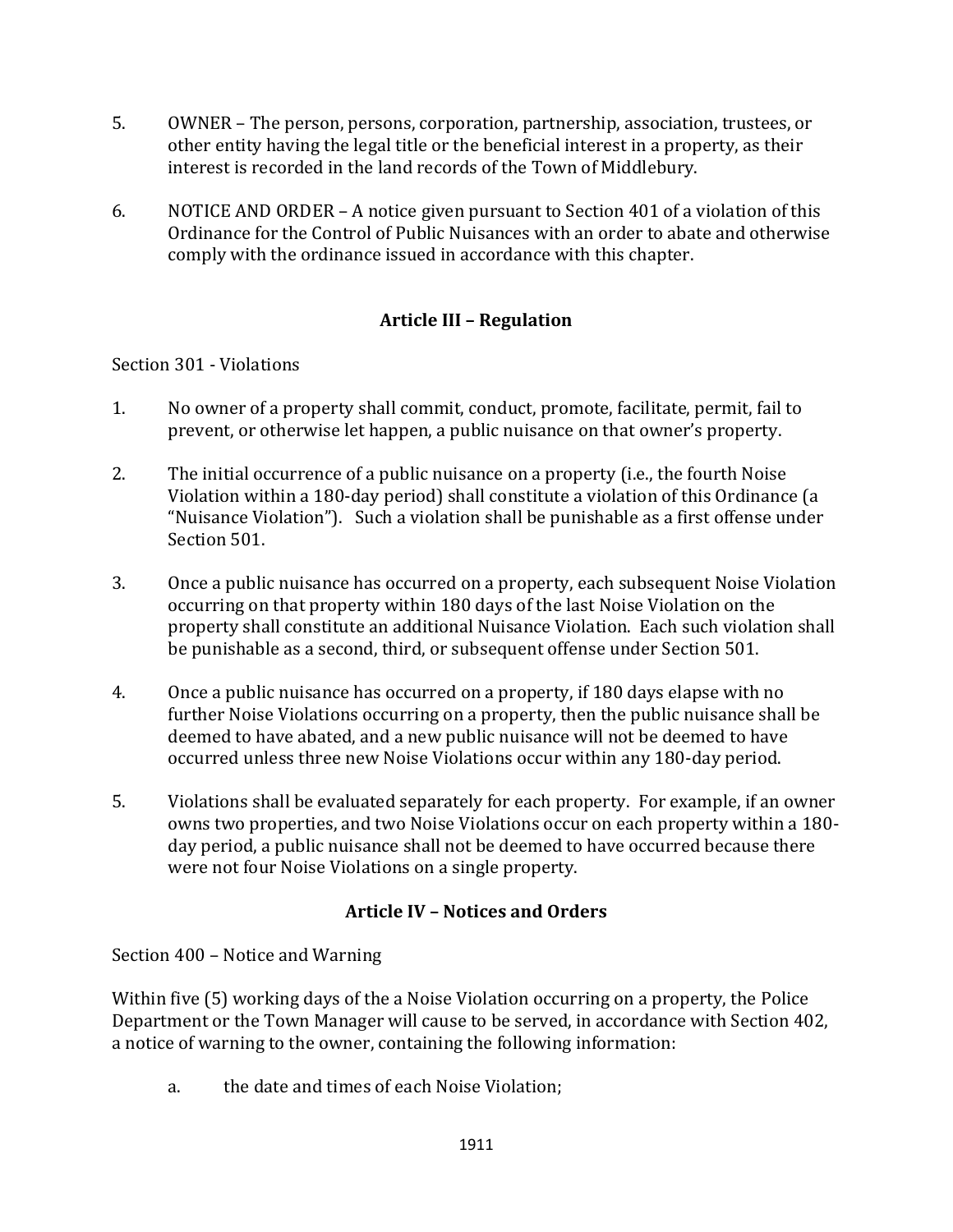5. OWNER – The person, persons, corporation, partnership, association, trustees, or other entity having the legal title or the beneficial interest in a property, as their interest is recorded in the land records of the Town of Middlebury.

6. NOTICE AND ORDER – A notice given pursuant to Section 401 of a violation of this Ordinance for the Control of Public Nuisances with an order to abate and otherwise comply with the ordinance issued in accordance with this chapter.

## Article III – Regulation

Section 301 - Violations

1. No owner of a property shall commit, conduct, promote, facilitate, permit, fail to prevent, or otherwise let happen, a public nuisance on that owner's property.

2. The initial occurrence of a public nuisance on a property (i.e., the fourth Noise Violation within a 180-day period) shall constitute a violation of this Ordinance (a "Nuisance Violation"). Such a violation shall be punishable as a first offense under Section 501.

3. Once a public nuisance has occurred on a property, each subsequent Noise Violation occurring on that property within 180 days of the last Noise Violation on the property shall constitute an additional Nuisance Violation. Each such violation shall be punishable as a second, third, or subsequent offense under Section 501.

4. Once a public nuisance has occurred on a property, if 180 days elapse with no further Noise Violations occurring on a property, then the public nuisance shall be deemed to have abated, and a new public nuisance will not be deemed to have occurred unless three new Noise Violations occur within any 180-day period.

5. Violations shall be evaluated separately for each property. For example, if an owner owns two properties, and two Noise Violations occur on each property within a 180-day period, a public nuisance shall not be deemed to have occurred because there were not four Noise Violations on a single property.

## Article IV – Notices and Orders

Section 400 – Notice and Warning

Within five (5) working days of the a Noise Violation occurring on a property, the Police Department or the Town Manager will cause to be served, in accordance with Section 402, a notice of warning to the owner, containing the following information:

a. the date and times of each Noise Violation;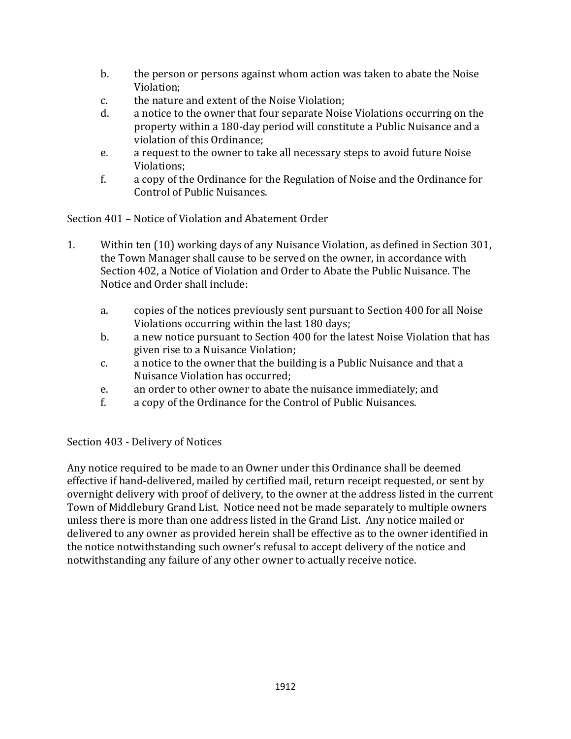b. the person or persons against whom action was taken to abate the Noise Violation;
c. the nature and extent of the Noise Violation;
d. a notice to the owner that four separate Noise Violations occurring on the property within a 180-day period will constitute a Public Nuisance and a violation of this Ordinance;
e. a request to the owner to take all necessary steps to avoid future Noise Violations;
f. a copy of the Ordinance for the Regulation of Noise and the Ordinance for Control of Public Nuisances.

Section 401 – Notice of Violation and Abatement Order

1. Within ten (10) working days of any Nuisance Violation, as defined in Section 301, the Town Manager shall cause to be served on the owner, in accordance with Section 402, a Notice of Violation and Order to Abate the Public Nuisance. The Notice and Order shall include:

   a. copies of the notices previously sent pursuant to Section 400 for all Noise Violations occurring within the last 180 days;
   b. a new notice pursuant to Section 400 for the latest Noise Violation that has given rise to a Nuisance Violation;
   c. a notice to the owner that the building is a Public Nuisance and that a Nuisance Violation has occurred;
   e. an order to other owner to abate the nuisance immediately; and
   f. a copy of the Ordinance for the Control of Public Nuisances.

Section 403 - Delivery of Notices

Any notice required to be made to an Owner under this Ordinance shall be deemed effective if hand-delivered, mailed by certified mail, return receipt requested, or sent by overnight delivery with proof of delivery, to the owner at the address listed in the current Town of Middlebury Grand List. Notice need not be made separately to multiple owners unless there is more than one address listed in the Grand List. Any notice mailed or delivered to any owner as provided herein shall be effective as to the owner identified in the notice notwithstanding such owner's refusal to accept delivery of the notice and notwithstanding any failure of any other owner to actually receive notice.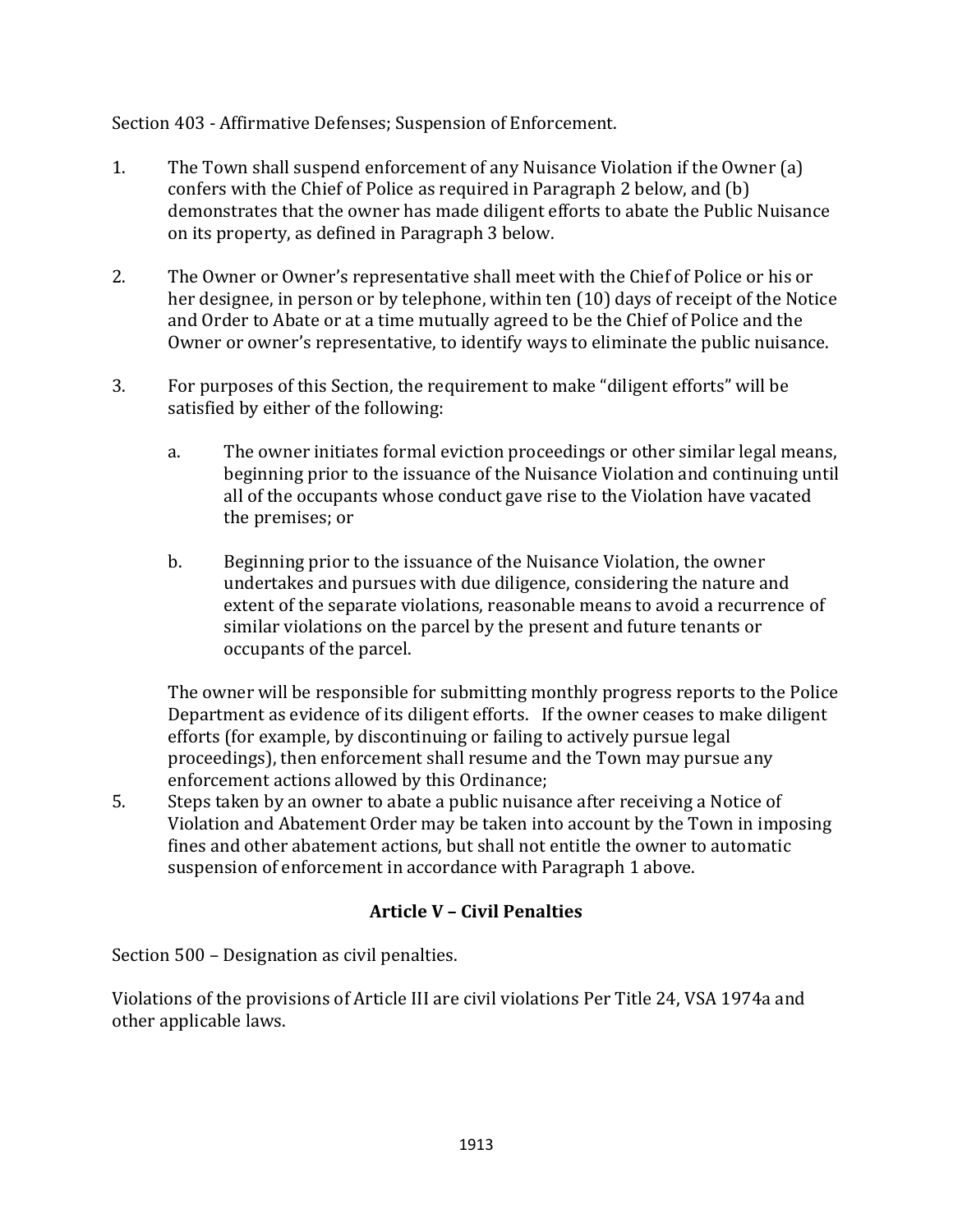Section 403 - Affirmative Defenses; Suspension of Enforcement.

1. The Town shall suspend enforcement of any Nuisance Violation if the Owner (a) confers with the Chief of Police as required in Paragraph 2 below, and (b) demonstrates that the owner has made diligent efforts to abate the Public Nuisance on its property, as defined in Paragraph 3 below.

2. The Owner or Owner's representative shall meet with the Chief of Police or his or her designee, in person or by telephone, within ten (10) days of receipt of the Notice and Order to Abate or at a time mutually agreed to be the Chief of Police and the Owner or owner's representative, to identify ways to eliminate the public nuisance.

3. For purposes of this Section, the requirement to make "diligent efforts" will be satisfied by either of the following:

   a. The owner initiates formal eviction proceedings or other similar legal means, beginning prior to the issuance of the Nuisance Violation and continuing until all of the occupants whose conduct gave rise to the Violation have vacated the premises; or

   b. Beginning prior to the issuance of the Nuisance Violation, the owner undertakes and pursues with due diligence, considering the nature and extent of the separate violations, reasonable means to avoid a recurrence of similar violations on the parcel by the present and future tenants or occupants of the parcel.

   The owner will be responsible for submitting monthly progress reports to the Police Department as evidence of its diligent efforts. If the owner ceases to make diligent efforts (for example, by discontinuing or failing to actively pursue legal proceedings), then enforcement shall resume and the Town may pursue any enforcement actions allowed by this Ordinance;

5. Steps taken by an owner to abate a public nuisance after receiving a Notice of Violation and Abatement Order may be taken into account by the Town in imposing fines and other abatement actions, but shall not entitle the owner to automatic suspension of enforcement in accordance with Paragraph 1 above.

## Article V – Civil Penalties

Section 500 – Designation as civil penalties.

Violations of the provisions of Article III are civil violations Per Title 24, VSA 1974a and other applicable laws.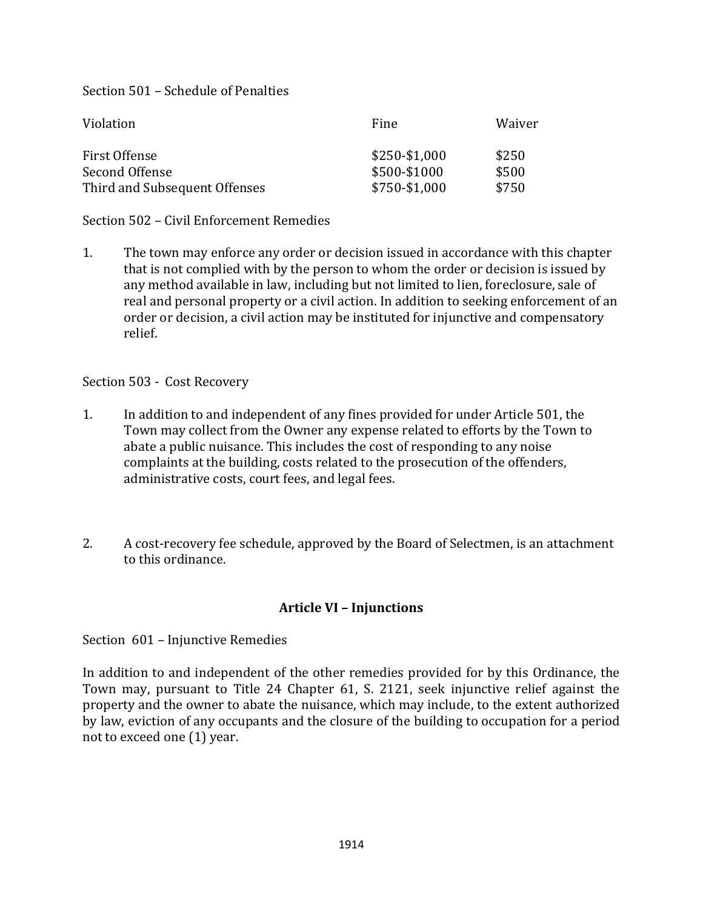Section 501 – Schedule of Penalties

| Violation | Fine | Waiver |
| --- | --- | --- |
| First Offense | $250-$1,000 | $250 |
| Second Offense | $500-$1000 | $500 |
| Third and Subsequent Offenses | $750-$1,000 | $750 |

Section 502 – Civil Enforcement Remedies

1. The town may enforce any order or decision issued in accordance with this chapter that is not complied with by the person to whom the order or decision is issued by any method available in law, including but not limited to lien, foreclosure, sale of real and personal property or a civil action. In addition to seeking enforcement of an order or decision, a civil action may be instituted for injunctive and compensatory relief.

Section 503 - Cost Recovery

1. In addition to and independent of any fines provided for under Article 501, the Town may collect from the Owner any expense related to efforts by the Town to abate a public nuisance. This includes the cost of responding to any noise complaints at the building, costs related to the prosecution of the offenders, administrative costs, court fees, and legal fees.

2. A cost-recovery fee schedule, approved by the Board of Selectmen, is an attachment to this ordinance.

## Article VI – Injunctions

Section 601 – Injunctive Remedies

In addition to and independent of the other remedies provided for by this Ordinance, the Town may, pursuant to Title 24 Chapter 61, S. 2121, seek injunctive relief against the property and the owner to abate the nuisance, which may include, to the extent authorized by law, eviction of any occupants and the closure of the building to occupation for a period not to exceed one (1) year.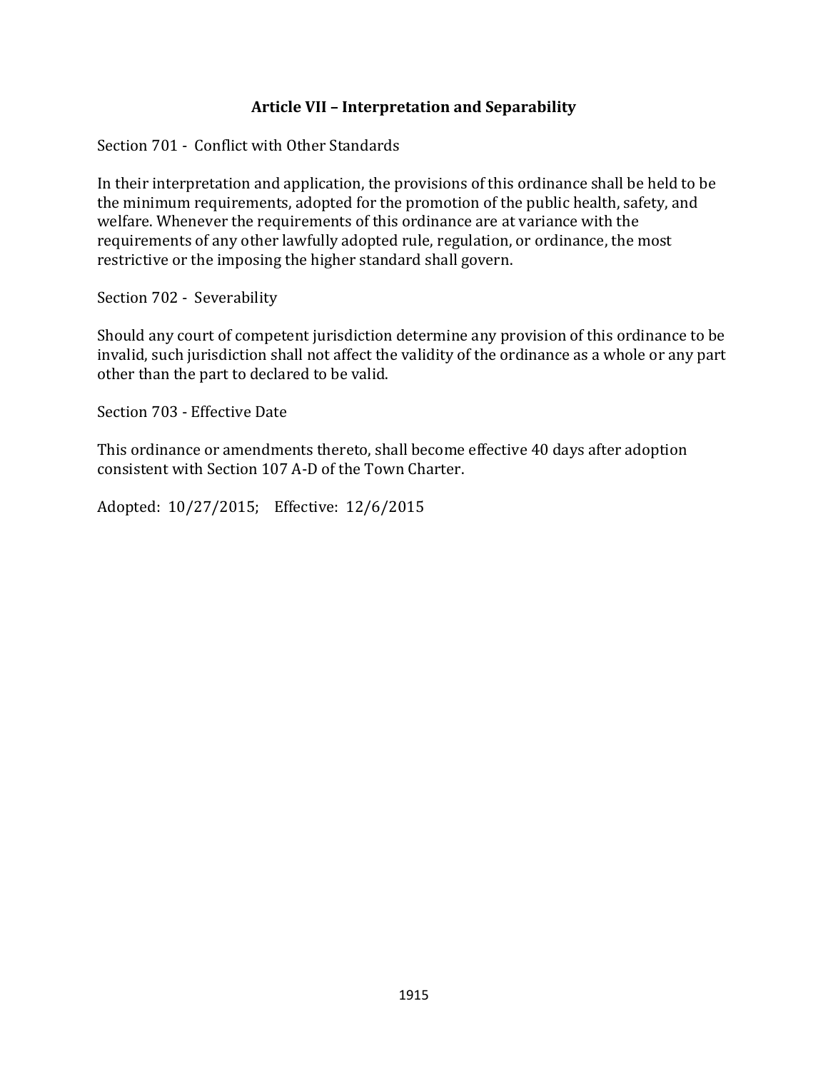## Article VII – Interpretation and Separability

Section 701 - Conflict with Other Standards

In their interpretation and application, the provisions of this ordinance shall be held to be the minimum requirements, adopted for the promotion of the public health, safety, and welfare. Whenever the requirements of this ordinance are at variance with the requirements of any other lawfully adopted rule, regulation, or ordinance, the most restrictive or the imposing the higher standard shall govern.

Section 702 - Severability

Should any court of competent jurisdiction determine any provision of this ordinance to be invalid, such jurisdiction shall not affect the validity of the ordinance as a whole or any part other than the part to declared to be valid.

Section 703 - Effective Date

This ordinance or amendments thereto, shall become effective 40 days after adoption consistent with Section 107 A-D of the Town Charter.

Adopted: 10/27/2015; Effective: 12/6/2015